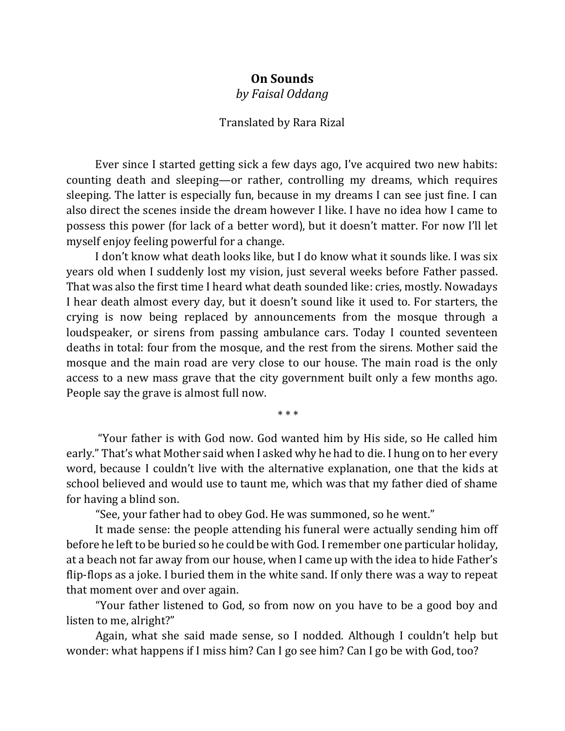# On Sounds

*by Faisal Oddang*

Translated by Rara Rizal

Ever since I started getting sick a few days ago, I've acquired two new habits: counting death and sleeping—or rather, controlling my dreams, which requires sleeping. The latter is especially fun, because in my dreams I can see just fine. I can also direct the scenes inside the dream however I like. I have no idea how I came to possess this power (for lack of a better word), but it doesn't matter. For now I'll let myself enjoy feeling powerful for a change.

I don't know what death looks like, but I do know what it sounds like. I was six years old when I suddenly lost my vision, just several weeks before Father passed. That was also the first time I heard what death sounded like: cries, mostly. Nowadays I hear death almost every day, but it doesn't sound like it used to. For starters, the crying is now being replaced by announcements from the mosque through a loudspeaker, or sirens from passing ambulance cars. Today I counted seventeen deaths in total: four from the mosque, and the rest from the sirens. Mother said the mosque and the main road are very close to our house. The main road is the only access to a new mass grave that the city government built only a few months ago. People say the grave is almost full now.

\* \* \*

"Your father is with God now. God wanted him by His side, so He called him early." That's what Mother said when I asked why he had to die. I hung on to her every word, because I couldn't live with the alternative explanation, one that the kids at school believed and would use to taunt me, which was that my father died of shame for having a blind son.

"See, your father had to obey God. He was summoned, so he went."

It made sense: the people attending his funeral were actually sending him off before he left to be buried so he could be with God. I remember one particular holiday, at a beach not far away from our house, when I came up with the idea to hide Father's flip-flops as a joke. I buried them in the white sand. If only there was a way to repeat that moment over and over again.

"Your father listened to God, so from now on you have to be a good boy and listen to me, alright?"

Again, what she said made sense, so I nodded. Although I couldn't help but wonder: what happens if I miss him? Can I go see him? Can I go be with God, too?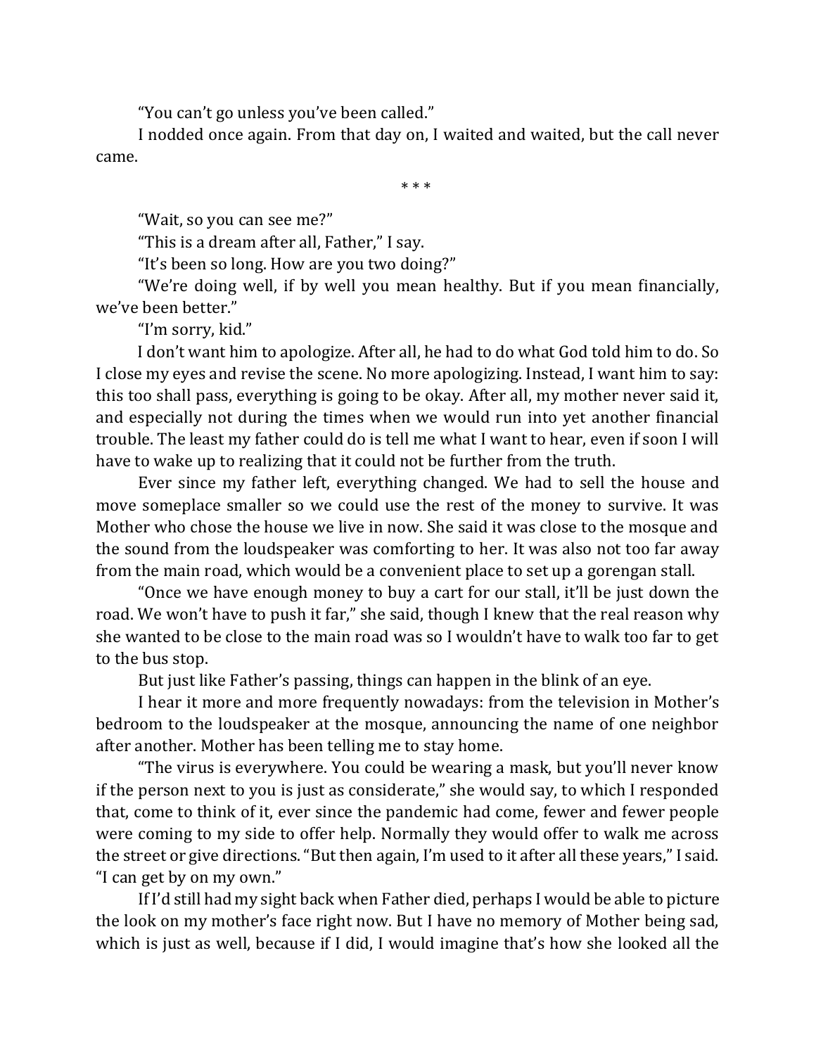"You can't go unless you've been called."

I nodded once again. From that day on, I waited and waited, but the call never came.

\* \* \*

"Wait, so you can see me?"

"This is a dream after all, Father," I say.

"It's been so long. How are you two doing?"

"We're doing well, if by well you mean healthy. But if you mean financially, we've been better."

"I'm sorry, kid."

I don't want him to apologize. After all, he had to do what God told him to do. So I close my eyes and revise the scene. No more apologizing. Instead, I want him to say: this too shall pass, everything is going to be okay. After all, my mother never said it, and especially not during the times when we would run into yet another financial trouble. The least my father could do is tell me what I want to hear, even if soon I will have to wake up to realizing that it could not be further from the truth.

Ever since my father left, everything changed. We had to sell the house and move someplace smaller so we could use the rest of the money to survive. It was Mother who chose the house we live in now. She said it was close to the mosque and the sound from the loudspeaker was comforting to her. It was also not too far away from the main road, which would be a convenient place to set up a gorengan stall.

"Once we have enough money to buy a cart for our stall, it'll be just down the road. We won't have to push it far," she said, though I knew that the real reason why she wanted to be close to the main road was so I wouldn't have to walk too far to get to the bus stop.

But just like Father's passing, things can happen in the blink of an eye.

I hear it more and more frequently nowadays: from the television in Mother's bedroom to the loudspeaker at the mosque, announcing the name of one neighbor after another. Mother has been telling me to stay home.

"The virus is everywhere. You could be wearing a mask, but you'll never know if the person next to you is just as considerate," she would say, to which I responded that, come to think of it, ever since the pandemic had come, fewer and fewer people were coming to my side to offer help. Normally they would offer to walk me across the street or give directions. "But then again, I'm used to it after all these years," I said. "I can get by on my own."

If I'd still had my sight back when Father died, perhaps I would be able to picture the look on my mother's face right now. But I have no memory of Mother being sad, which is just as well, because if I did, I would imagine that's how she looked all the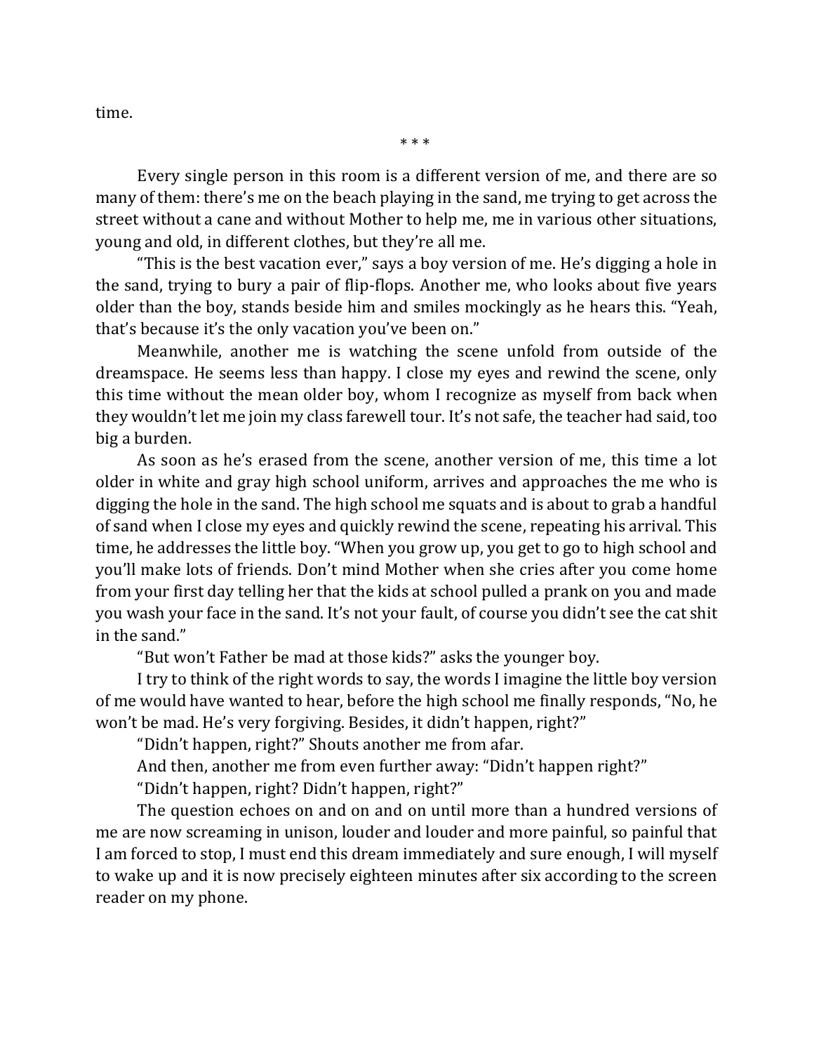time.

\* \* \*

Every single person in this room is a different version of me, and there are so many of them: there's me on the beach playing in the sand, me trying to get across the street without a cane and without Mother to help me, me in various other situations, young and old, in different clothes, but they're all me.

"This is the best vacation ever," says a boy version of me. He's digging a hole in the sand, trying to bury a pair of flip-flops. Another me, who looks about five years older than the boy, stands beside him and smiles mockingly as he hears this. "Yeah, that's because it's the only vacation you've been on."

Meanwhile, another me is watching the scene unfold from outside of the dreamspace. He seems less than happy. I close my eyes and rewind the scene, only this time without the mean older boy, whom I recognize as myself from back when they wouldn't let me join my class farewell tour. It's not safe, the teacher had said, too big a burden.

As soon as he's erased from the scene, another version of me, this time a lot older in white and gray high school uniform, arrives and approaches the me who is digging the hole in the sand. The high school me squats and is about to grab a handful of sand when I close my eyes and quickly rewind the scene, repeating his arrival. This time, he addresses the little boy. "When you grow up, you get to go to high school and you'll make lots of friends. Don't mind Mother when she cries after you come home from your first day telling her that the kids at school pulled a prank on you and made you wash your face in the sand. It's not your fault, of course you didn't see the cat shit in the sand."

"But won't Father be mad at those kids?" asks the younger boy.

I try to think of the right words to say, the words I imagine the little boy version of me would have wanted to hear, before the high school me finally responds, "No, he won't be mad. He's very forgiving. Besides, it didn't happen, right?"

"Didn't happen, right?" Shouts another me from afar.

And then, another me from even further away: "Didn't happen right?"

"Didn't happen, right? Didn't happen, right?"

The question echoes on and on and on until more than a hundred versions of me are now screaming in unison, louder and louder and more painful, so painful that I am forced to stop, I must end this dream immediately and sure enough, I will myself to wake up and it is now precisely eighteen minutes after six according to the screen reader on my phone.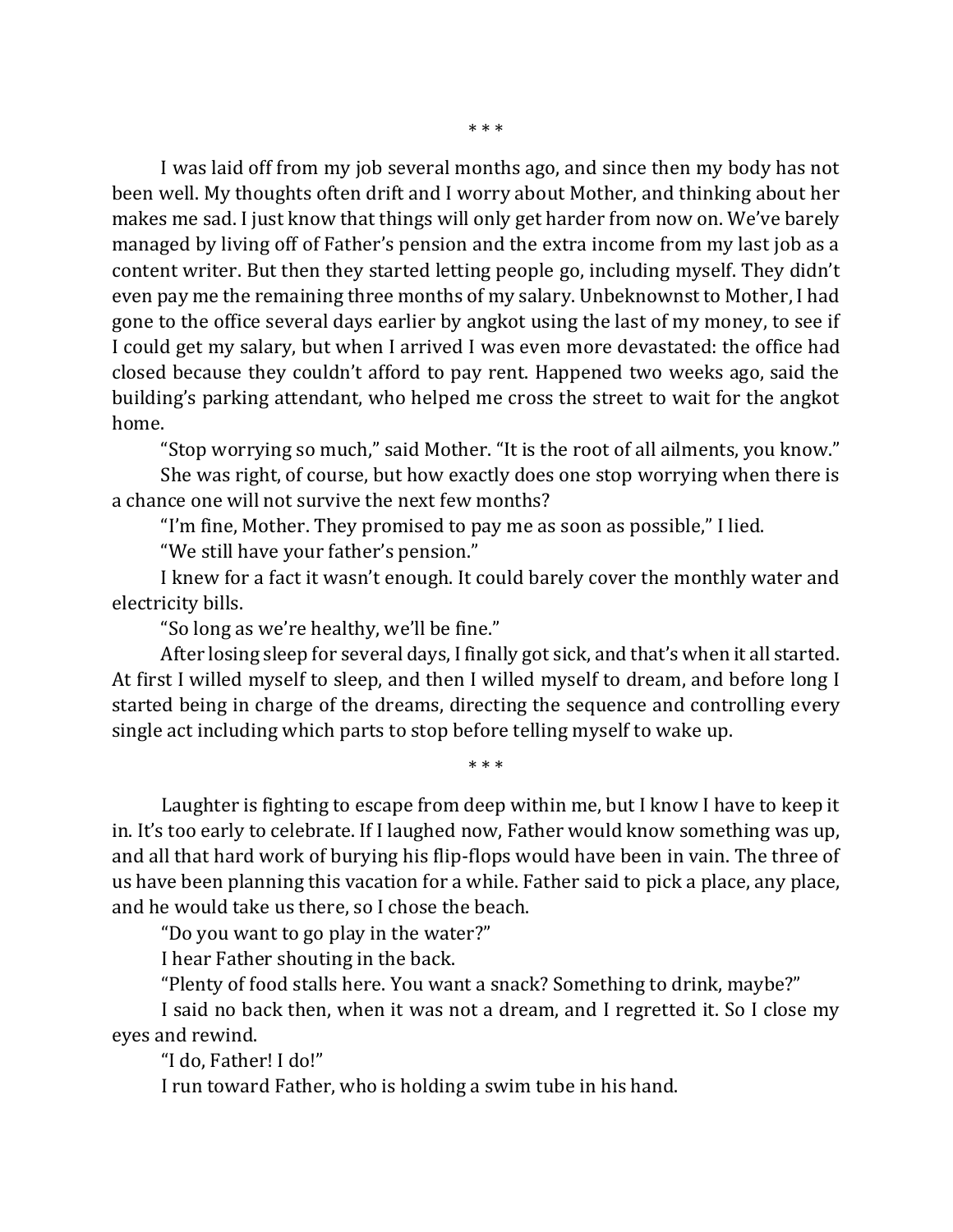\* \* \*

I was laid off from my job several months ago, and since then my body has not been well. My thoughts often drift and I worry about Mother, and thinking about her makes me sad. I just know that things will only get harder from now on. We've barely managed by living off of Father's pension and the extra income from my last job as a content writer. But then they started letting people go, including myself. They didn't even pay me the remaining three months of my salary. Unbeknownst to Mother, I had gone to the office several days earlier by angkot using the last of my money, to see if I could get my salary, but when I arrived I was even more devastated: the office had closed because they couldn't afford to pay rent. Happened two weeks ago, said the building's parking attendant, who helped me cross the street to wait for the angkot home.

"Stop worrying so much," said Mother. "It is the root of all ailments, you know."

She was right, of course, but how exactly does one stop worrying when there is a chance one will not survive the next few months?

"I'm fine, Mother. They promised to pay me as soon as possible," I lied.

"We still have your father's pension."

I knew for a fact it wasn't enough. It could barely cover the monthly water and electricity bills.

"So long as we're healthy, we'll be fine."

After losing sleep for several days, I finally got sick, and that's when it all started. At first I willed myself to sleep, and then I willed myself to dream, and before long I started being in charge of the dreams, directing the sequence and controlling every single act including which parts to stop before telling myself to wake up.

\* \* \*

Laughter is fighting to escape from deep within me, but I know I have to keep it in. It's too early to celebrate. If I laughed now, Father would know something was up, and all that hard work of burying his flip-flops would have been in vain. The three of us have been planning this vacation for a while. Father said to pick a place, any place, and he would take us there, so I chose the beach.

"Do you want to go play in the water?"

I hear Father shouting in the back.

"Plenty of food stalls here. You want a snack? Something to drink, maybe?"

I said no back then, when it was not a dream, and I regretted it. So I close my eyes and rewind.

"I do, Father! I do!"

I run toward Father, who is holding a swim tube in his hand.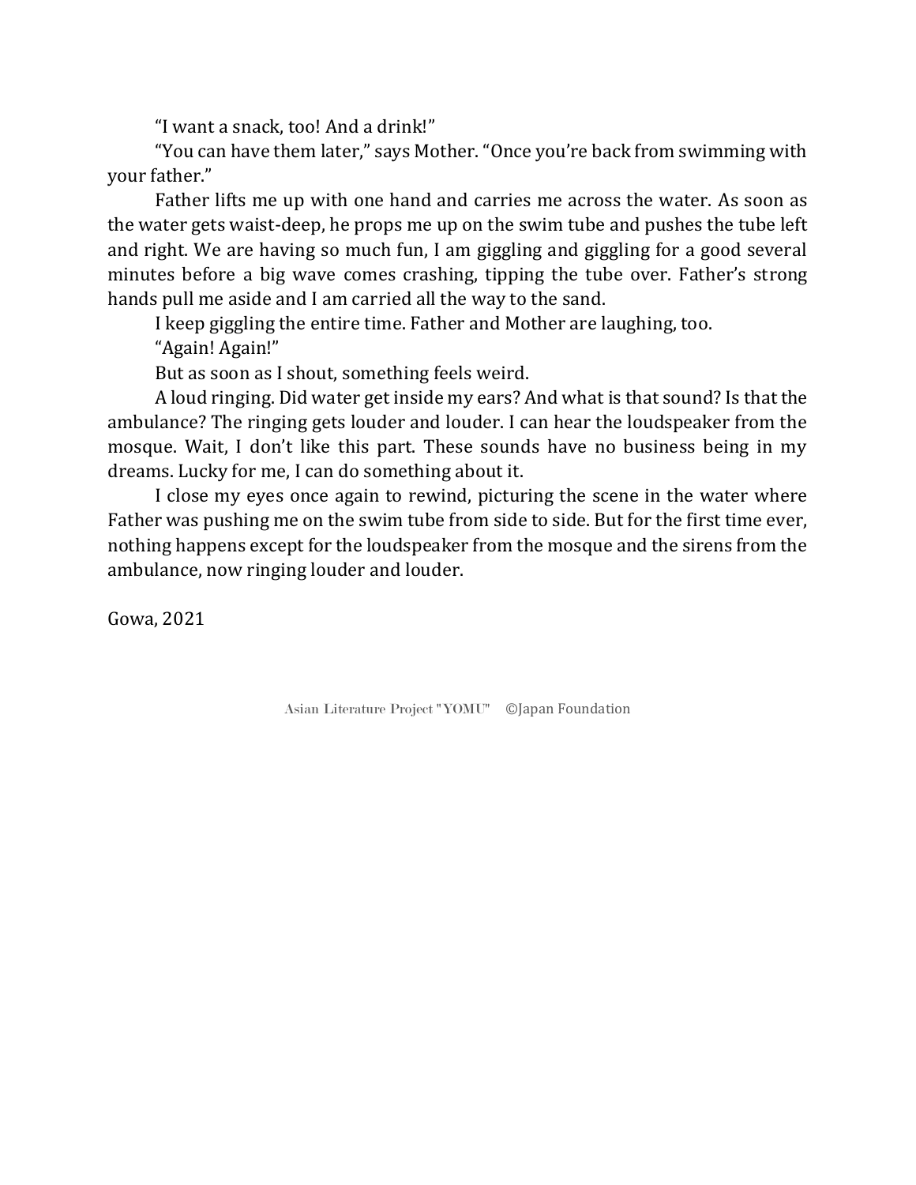"I want a snack, too! And a drink!"

"You can have them later," says Mother. "Once you're back from swimming with your father."

Father lifts me up with one hand and carries me across the water. As soon as the water gets waist-deep, he props me up on the swim tube and pushes the tube left and right. We are having so much fun, I am giggling and giggling for a good several minutes before a big wave comes crashing, tipping the tube over. Father's strong hands pull me aside and I am carried all the way to the sand.

I keep giggling the entire time. Father and Mother are laughing, too.

"Again! Again!"

But as soon as I shout, something feels weird.

A loud ringing. Did water get inside my ears? And what is that sound? Is that the ambulance? The ringing gets louder and louder. I can hear the loudspeaker from the mosque. Wait, I don't like this part. These sounds have no business being in my dreams. Lucky for me, I can do something about it.

I close my eyes once again to rewind, picturing the scene in the water where Father was pushing me on the swim tube from side to side. But for the first time ever, nothing happens except for the loudspeaker from the mosque and the sirens from the ambulance, now ringing louder and louder.

Gowa, 2021